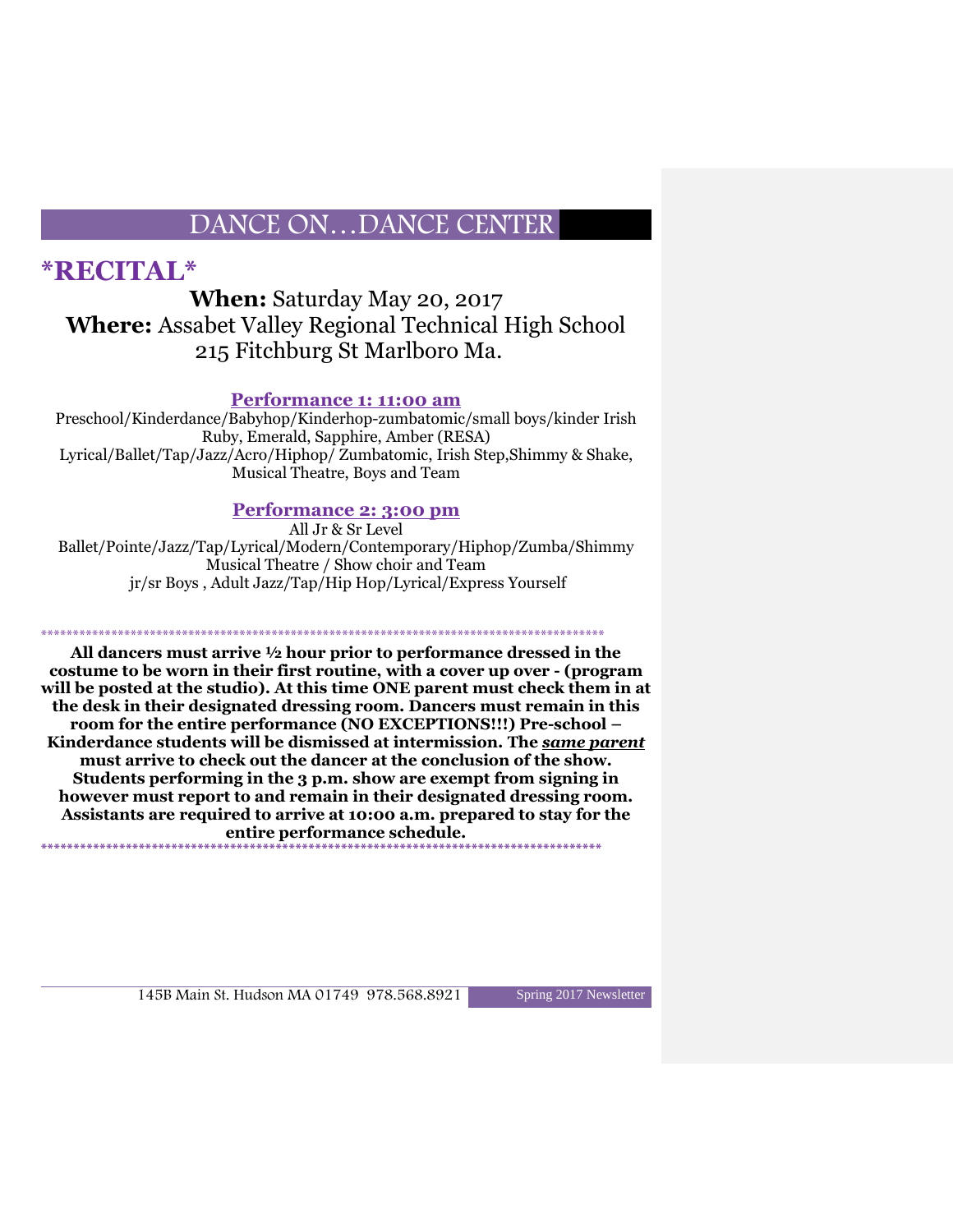# DANCE ON…DANCE CENTER

## \*RECITAL\*

**When:** Saturday May 20, 2017
**Where:** Assabet Valley Regional Technical High School
215 Fitchburg St Marlboro Ma.

### Performance 1: 11:00 am

Preschool/Kinderdance/Babyhop/Kinderhop-zumbatomic/small boys/kinder Irish
Ruby, Emerald, Sapphire, Amber (RESA)
Lyrical/Ballet/Tap/Jazz/Acro/Hiphop/ Zumbatomic, Irish Step,Shimmy & Shake, Musical Theatre, Boys and Team

### Performance 2: 3:00 pm

All Jr & Sr Level
Ballet/Pointe/Jazz/Tap/Lyrical/Modern/Contemporary/Hiphop/Zumba/Shimmy
Musical Theatre / Show choir and Team
jr/sr Boys , Adult Jazz/Tap/Hip Hop/Lyrical/Express Yourself

\*\*\*\*\*\*\*\*\*\*\*\*\*\*\*\*\*\*\*\*\*\*\*\*\*\*\*\*\*\*\*\*\*\*\*\*\*\*\*\*\*\*\*\*\*\*\*\*\*\*\*\*\*\*\*\*\*\*\*\*\*\*\*\*\*\*\*\*\*\*\*\*\*\*\*\*\*\*\*\*\*\*\*\*\*\*\*\*\*\*\*

**All dancers must arrive ½ hour prior to performance dressed in the costume to be worn in their first routine, with a cover up over - (program will be posted at the studio). At this time ONE parent must check them in at the desk in their designated dressing room. Dancers must remain in this room for the entire performance (NO EXCEPTIONS!!!) Pre-school – Kinderdance students will be dismissed at intermission. The *<u>same parent</u>* must arrive to check out the dancer at the conclusion of the show. Students performing in the 3 p.m. show are exempt from signing in however must report to and remain in their designated dressing room. Assistants are required to arrive at 10:00 a.m. prepared to stay for the entire performance schedule.**

\*\*\*\*\*\*\*\*\*\*\*\*\*\*\*\*\*\*\*\*\*\*\*\*\*\*\*\*\*\*\*\*\*\*\*\*\*\*\*\*\*\*\*\*\*\*\*\*\*\*\*\*\*\*\*\*\*\*\*\*\*\*\*\*\*\*\*\*\*\*\*\*\*\*\*\*\*\*\*\*\*\*\*\*\*\*\*\*\*\*\*

145B Main St. Hudson MA 01749 978.568.8921 Spring 2017 Newsletter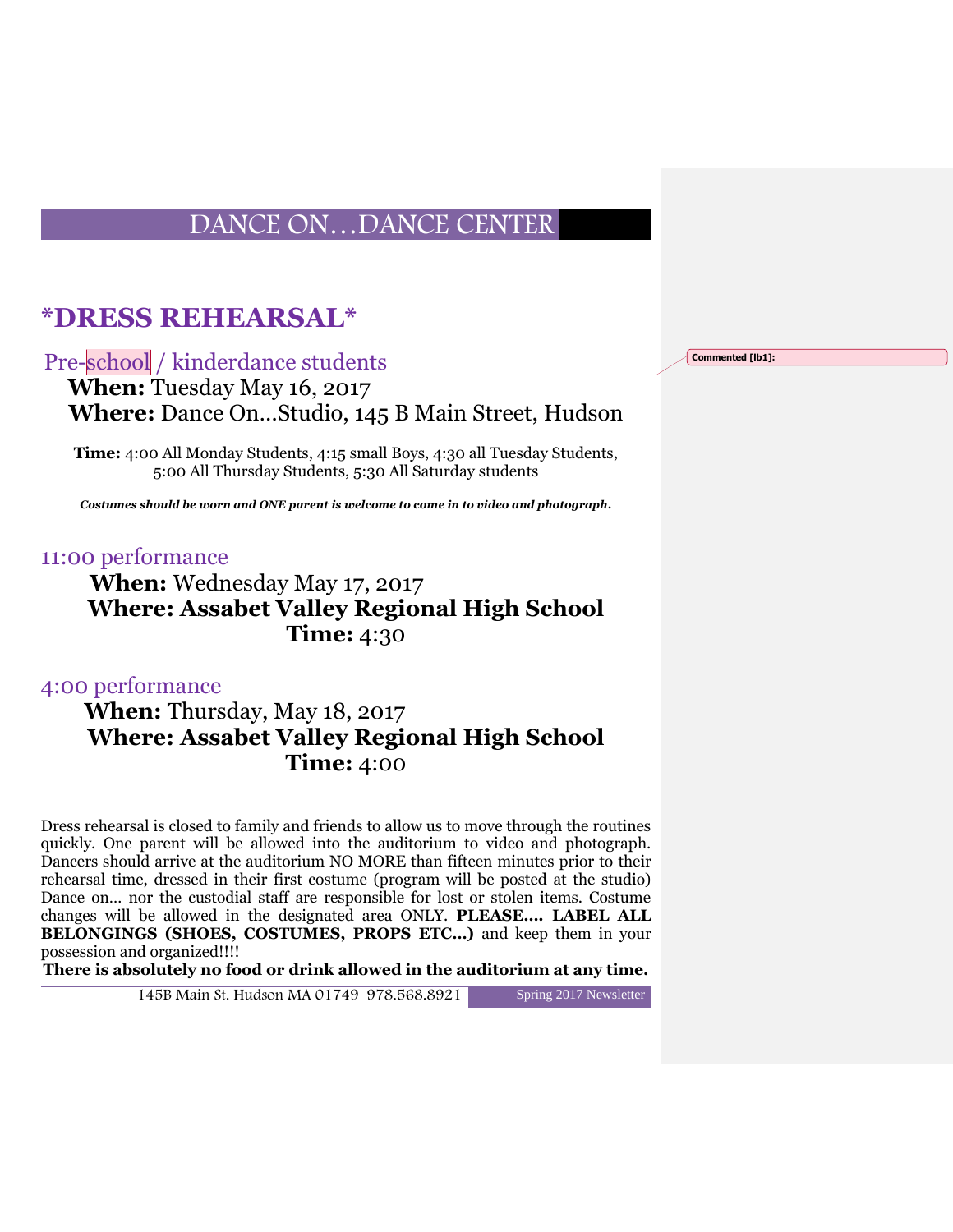# DANCE ON…DANCE CENTER

## *DRESS REHEARSAL*

### Pre-school / kinderdance students

**When:** Tuesday May 16, 2017
**Where:** Dance On…Studio, 145 B Main Street, Hudson

**Time:** 4:00 All Monday Students, 4:15 small Boys, 4:30 all Tuesday Students, 5:00 All Thursday Students, 5:30 All Saturday students

***Costumes should be worn and ONE parent is welcome to come in to video and photograph.***

### 11:00 performance

**When:** Wednesday May 17, 2017
**Where: Assabet Valley Regional High School**
**Time:** 4:30

### 4:00 performance

**When:** Thursday, May 18, 2017
**Where: Assabet Valley Regional High School**
**Time:** 4:00

Dress rehearsal is closed to family and friends to allow us to move through the routines quickly. One parent will be allowed into the auditorium to video and photograph. Dancers should arrive at the auditorium NO MORE than fifteen minutes prior to their rehearsal time, dressed in their first costume (program will be posted at the studio) Dance on… nor the custodial staff are responsible for lost or stolen items. Costume changes will be allowed in the designated area ONLY. **PLEASE…. LABEL ALL BELONGINGS (SHOES, COSTUMES, PROPS ETC…)** and keep them in your possession and organized!!!!

**There is absolutely no food or drink allowed in the auditorium at any time.**

Commented [lb1]: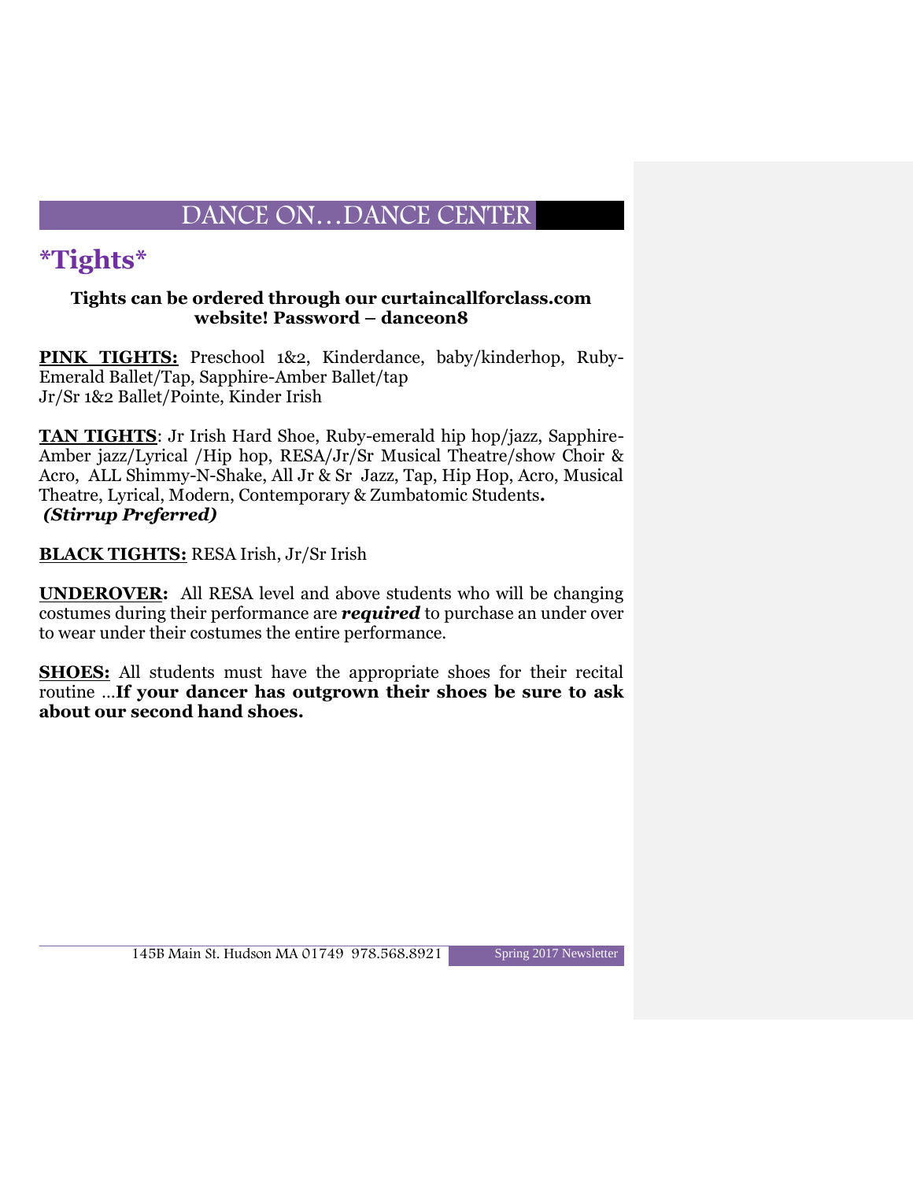# *Tights*

**Tights can be ordered through our curtaincallforclass.com website! Password – danceon8**

**PINK TIGHTS:** Preschool 1&2, Kinderdance, baby/kinderhop, Ruby-Emerald Ballet/Tap, Sapphire-Amber Ballet/tap
Jr/Sr 1&2 Ballet/Pointe, Kinder Irish

**TAN TIGHTS**: Jr Irish Hard Shoe, Ruby-emerald hip hop/jazz, Sapphire-Amber jazz/Lyrical /Hip hop, RESA/Jr/Sr Musical Theatre/show Choir & Acro, ALL Shimmy-N-Shake, All Jr & Sr Jazz, Tap, Hip Hop, Acro, Musical Theatre, Lyrical, Modern, Contemporary & Zumbatomic Students**.**
***(Stirrup Preferred)***

**BLACK TIGHTS:** RESA Irish, Jr/Sr Irish

**UNDEROVER:** All RESA level and above students who will be changing costumes during their performance are ***required*** to purchase an under over to wear under their costumes the entire performance.

**SHOES:** All students must have the appropriate shoes for their recital routine …**If your dancer has outgrown their shoes be sure to ask about our second hand shoes.**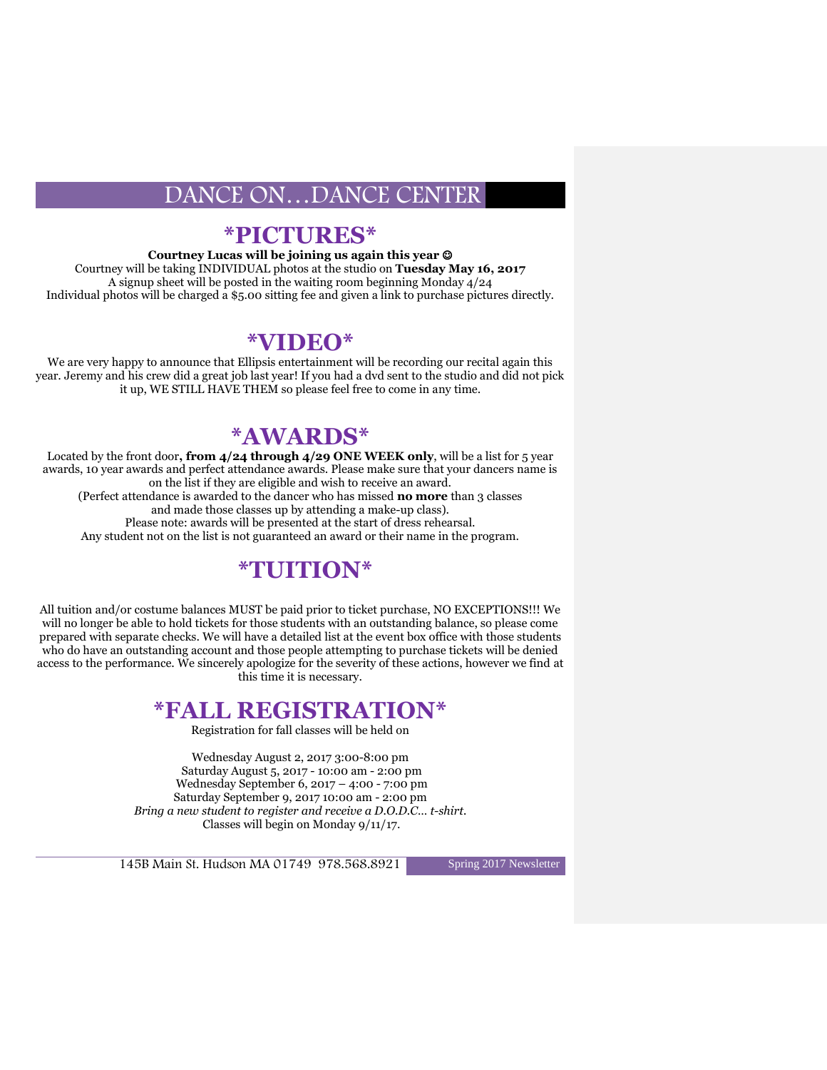# DANCE ON…DANCE CENTER

## \*PICTURES\*

**Courtney Lucas will be joining us again this year ☺**

Courtney will be taking INDIVIDUAL photos at the studio on **Tuesday May 16, 2017**

A signup sheet will be posted in the waiting room beginning Monday 4/24

Individual photos will be charged a $5.00 sitting fee and given a link to purchase pictures directly.

## \*VIDEO\*

We are very happy to announce that Ellipsis entertainment will be recording our recital again this year. Jeremy and his crew did a great job last year! If you had a dvd sent to the studio and did not pick it up, WE STILL HAVE THEM so please feel free to come in any time.

## \*AWARDS\*

Located by the front door**, from 4/24 through 4/29 ONE WEEK only**, will be a list for 5 year awards, 10 year awards and perfect attendance awards. Please make sure that your dancers name is on the list if they are eligible and wish to receive an award.

(Perfect attendance is awarded to the dancer who has missed **no more** than 3 classes and made those classes up by attending a make-up class).

Please note: awards will be presented at the start of dress rehearsal.

Any student not on the list is not guaranteed an award or their name in the program.

## \*TUITION\*

All tuition and/or costume balances MUST be paid prior to ticket purchase, NO EXCEPTIONS!!! We will no longer be able to hold tickets for those students with an outstanding balance, so please come prepared with separate checks. We will have a detailed list at the event box office with those students who do have an outstanding account and those people attempting to purchase tickets will be denied access to the performance. We sincerely apologize for the severity of these actions, however we find at this time it is necessary.

## \*FALL REGISTRATION\*

Registration for fall classes will be held on

Wednesday August 2, 2017 3:00-8:00 pm

Saturday August 5, 2017 - 10:00 am - 2:00 pm

Wednesday September 6, 2017 – 4:00 - 7:00 pm

Saturday September 9, 2017 10:00 am - 2:00 pm

*Bring a new student to register and receive a D.O.D.C… t-shirt.*

Classes will begin on Monday 9/11/17.

145B Main St. Hudson MA 01749 978.568.8921 Spring 2017 Newsletter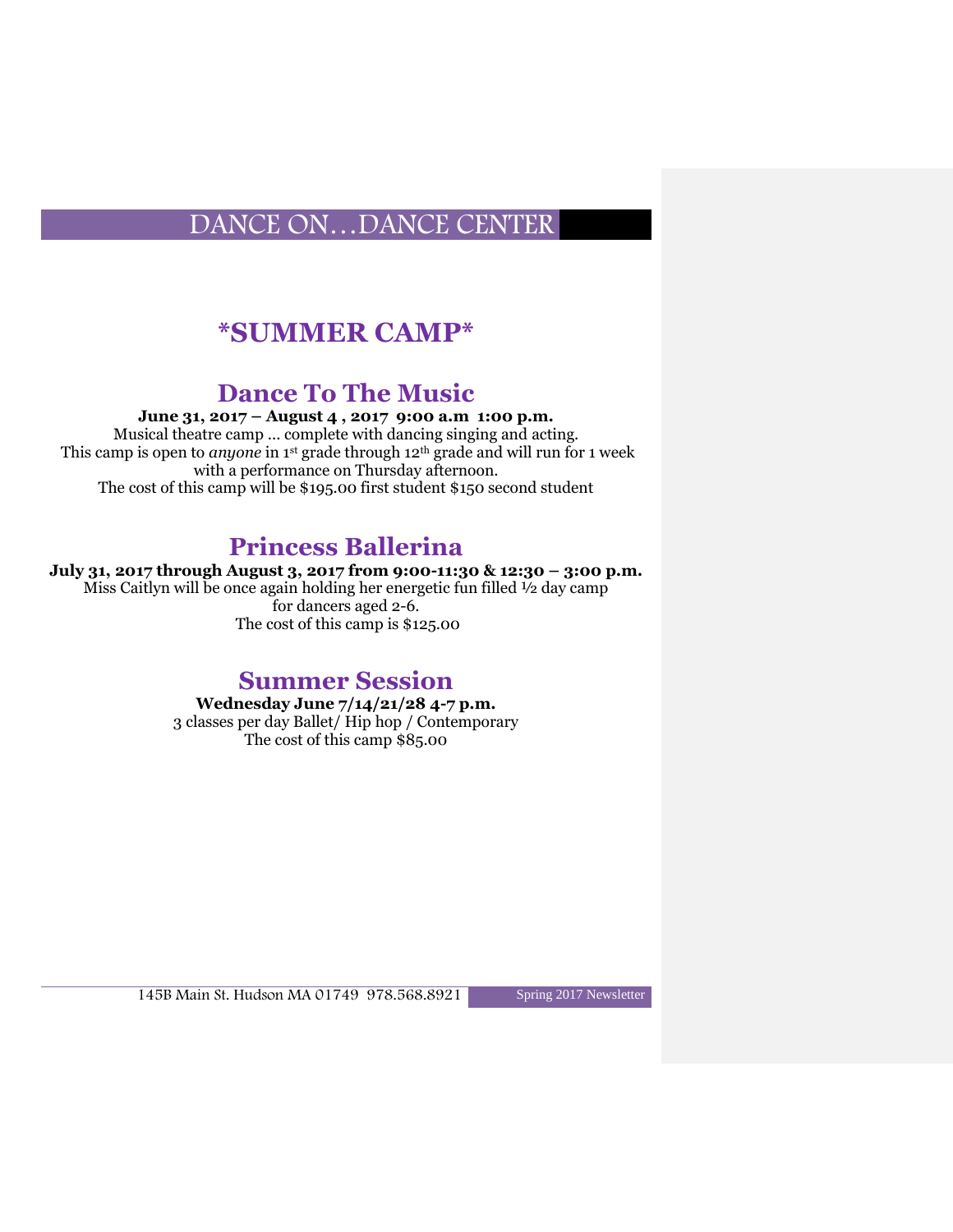# DANCE ON…DANCE CENTER

## \*SUMMER CAMP\*

## Dance To The Music

**June 31, 2017 – August 4 , 2017 9:00 a.m 1:00 p.m.**

Musical theatre camp … complete with dancing singing and acting.
This camp is open to *anyone* in 1st grade through 12th grade and will run for 1 week with a performance on Thursday afternoon.
The cost of this camp will be $195.00 first student $150 second student

## Princess Ballerina

**July 31, 2017 through August 3, 2017 from 9:00-11:30 & 12:30 – 3:00 p.m.**

Miss Caitlyn will be once again holding her energetic fun filled ½ day camp for dancers aged 2-6.
The cost of this camp is $125.00

## Summer Session

**Wednesday June 7/14/21/28 4-7 p.m.**

3 classes per day Ballet/ Hip hop / Contemporary
The cost of this camp $85.00

145B Main St. Hudson MA 01749 978.568.8921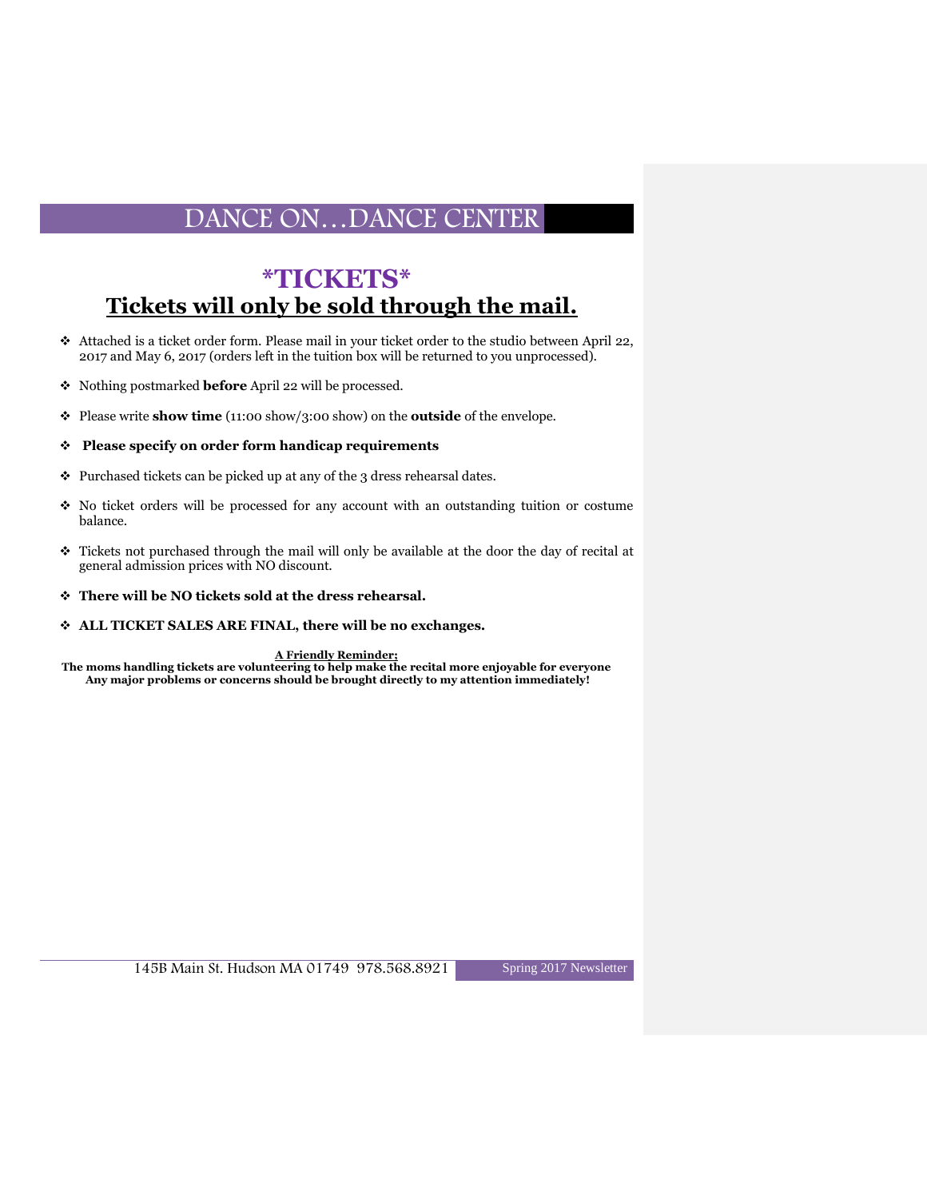# *TICKETS*

## Tickets will only be sold through the mail.

- Attached is a ticket order form. Please mail in your ticket order to the studio between April 22, 2017 and May 6, 2017 (orders left in the tuition box will be returned to you unprocessed).
- Nothing postmarked **before** April 22 will be processed.
- Please write **show time** (11:00 show/3:00 show) on the **outside** of the envelope.
- **Please specify on order form handicap requirements**
- Purchased tickets can be picked up at any of the 3 dress rehearsal dates.
- No ticket orders will be processed for any account with an outstanding tuition or costume balance.
- Tickets not purchased through the mail will only be available at the door the day of recital at general admission prices with NO discount.
- **There will be NO tickets sold at the dress rehearsal.**
- **ALL TICKET SALES ARE FINAL, there will be no exchanges.**

**A Friendly Reminder;**
**The moms handling tickets are volunteering to help make the recital more enjoyable for everyone**
**Any major problems or concerns should be brought directly to my attention immediately!**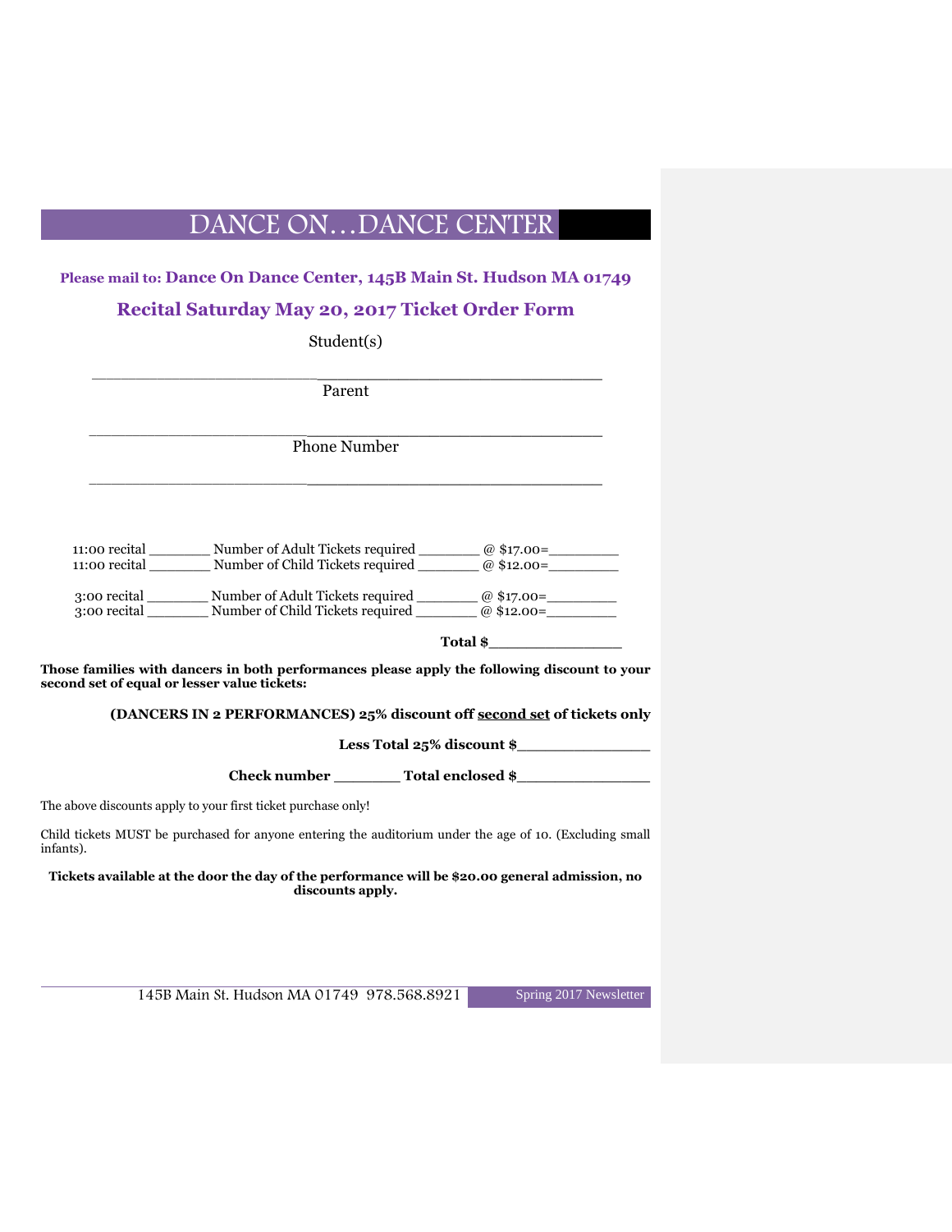# DANCE ON…DANCE CENTER

**Please mail to: Dance On Dance Center, 145B Main St. Hudson MA 01749**

## Recital Saturday May 20, 2017 Ticket Order Form

Student(s)

\_\_\_\_\_\_\_\_\_\_\_\_\_\_\_\_\_\_\_\_\_\_\_\_\_\_\_\_\_\_\_\_\_\_\_\_\_\_\_\_\_\_\_\_\_\_\_\_\_\_\_\_\_\_\_\_\_\_

Parent

\_\_\_\_\_\_\_\_\_\_\_\_\_\_\_\_\_\_\_\_\_\_\_\_\_\_\_\_\_\_\_\_\_\_\_\_\_\_\_\_\_\_\_\_\_\_\_\_\_\_\_\_\_\_\_\_\_\_

Phone Number

\_\_\_\_\_\_\_\_\_\_\_\_\_\_\_\_\_\_\_\_\_\_\_\_\_\_\_\_\_\_\_\_\_\_\_\_\_\_\_\_\_\_\_\_\_\_\_\_\_\_\_\_\_\_\_\_\_\_

11:00 recital \_\_\_\_\_\_\_ Number of Adult Tickets required \_\_\_\_\_\_\_ @ $17.00=\_\_\_\_\_\_\_\_
11:00 recital \_\_\_\_\_\_\_ Number of Child Tickets required \_\_\_\_\_\_\_ @ $12.00=\_\_\_\_\_\_\_\_

3:00 recital \_\_\_\_\_\_\_ Number of Adult Tickets required \_\_\_\_\_\_\_ @ $17.00=\_\_\_\_\_\_\_\_
3:00 recital \_\_\_\_\_\_\_ Number of Child Tickets required \_\_\_\_\_\_\_ @ $12.00=\_\_\_\_\_\_\_\_

**Total $\_\_\_\_\_\_\_\_\_\_\_\_\_\_**

**Those families with dancers in both performances please apply the following discount to your second set of equal or lesser value tickets:**

**(DANCERS IN 2 PERFORMANCES) 25% discount off <u>second set</u> of tickets only**

**Less Total 25% discount $\_\_\_\_\_\_\_\_\_\_\_\_\_\_**

**Check number \_\_\_\_\_\_\_ Total enclosed $\_\_\_\_\_\_\_\_\_\_\_\_\_\_**

The above discounts apply to your first ticket purchase only!

Child tickets MUST be purchased for anyone entering the auditorium under the age of 10. (Excluding small infants).

**Tickets available at the door the day of the performance will be $20.00 general admission, no discounts apply.**